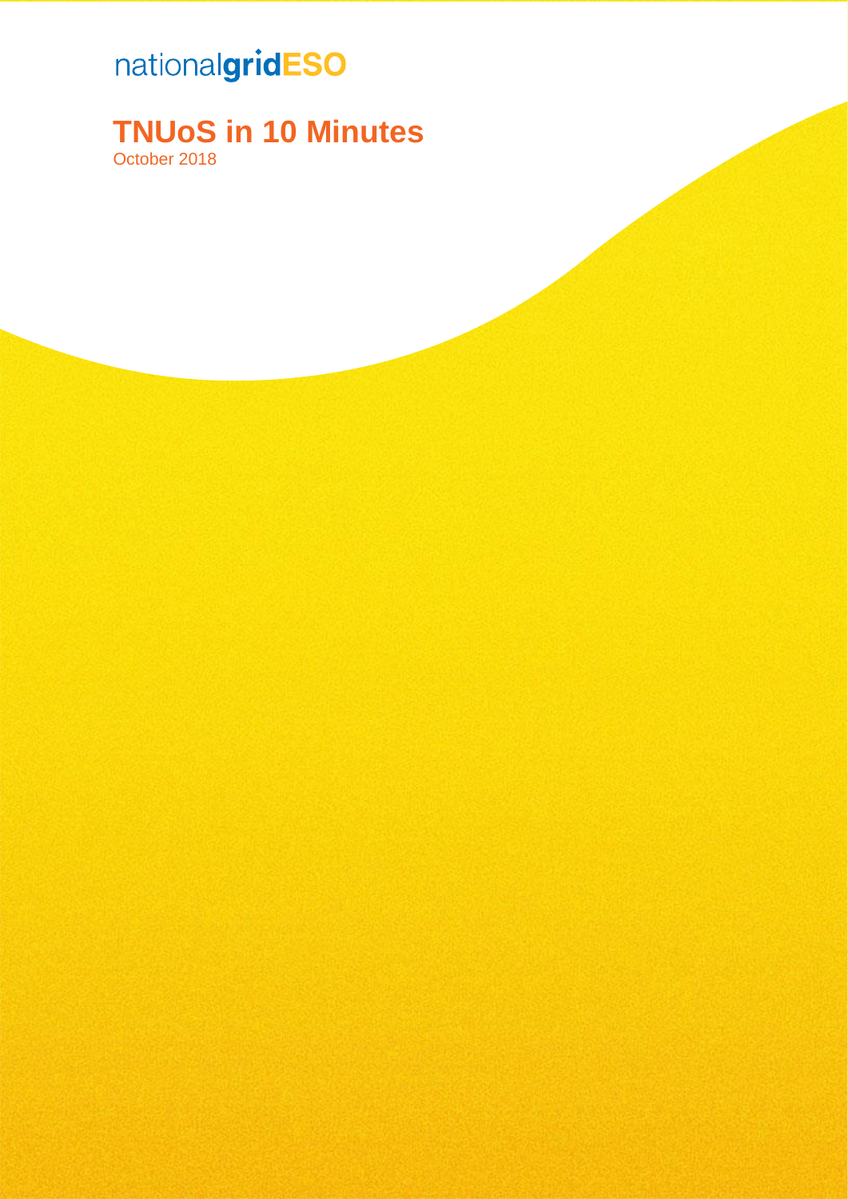nationalgridESO

# TNUoS in 10 Minutes

October 2018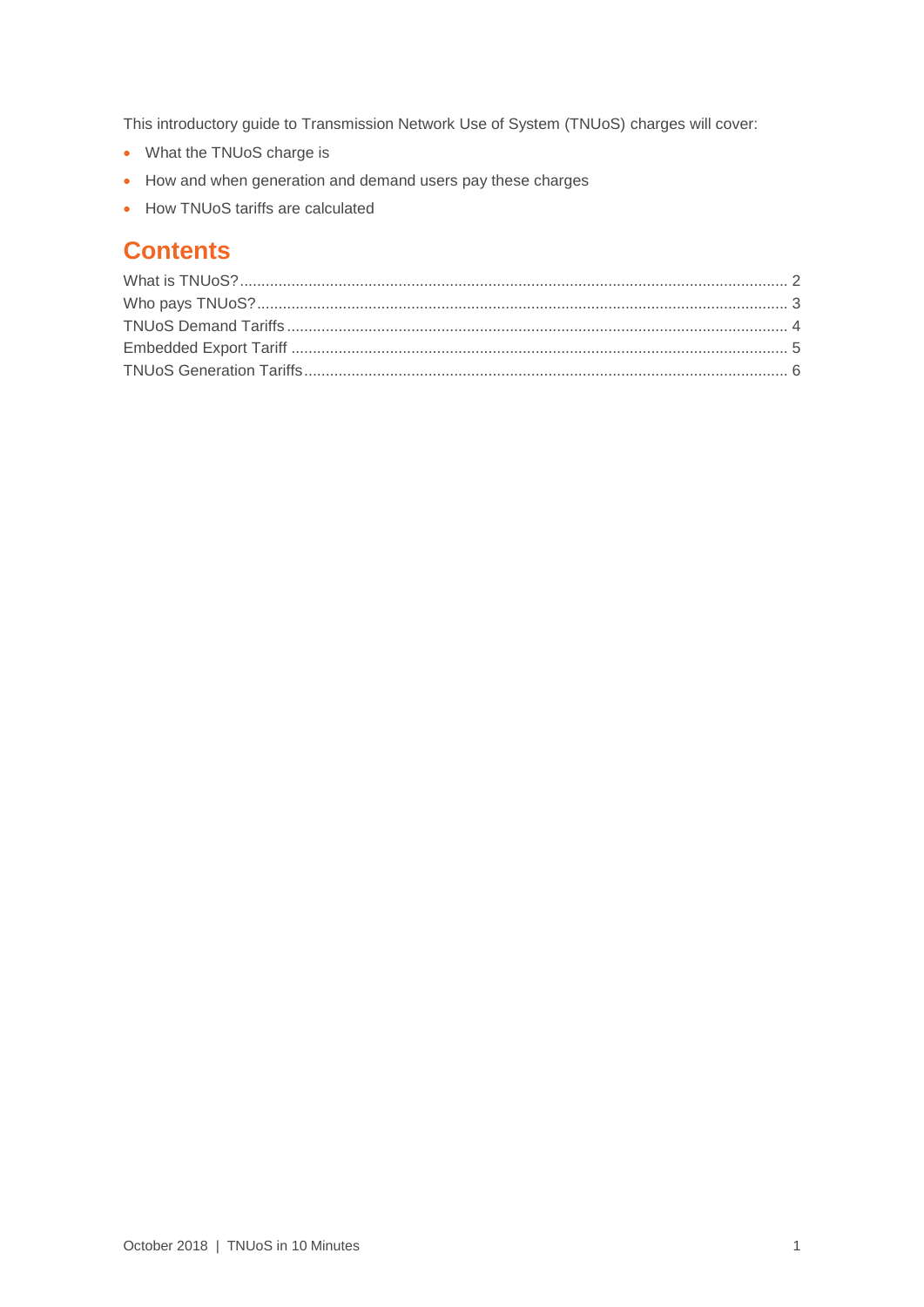This introductory guide to Transmission Network Use of System (TNUoS) charges will cover:

- What the TNUoS charge is
- How and when generation and demand users pay these charges
- How TNUoS tariffs are calculated

## Contents

What is TNUoS? ........ 2
Who pays TNUoS? ........ 3
TNUoS Demand Tariffs ........ 4
Embedded Export Tariff ........ 5
TNUoS Generation Tariffs ........ 6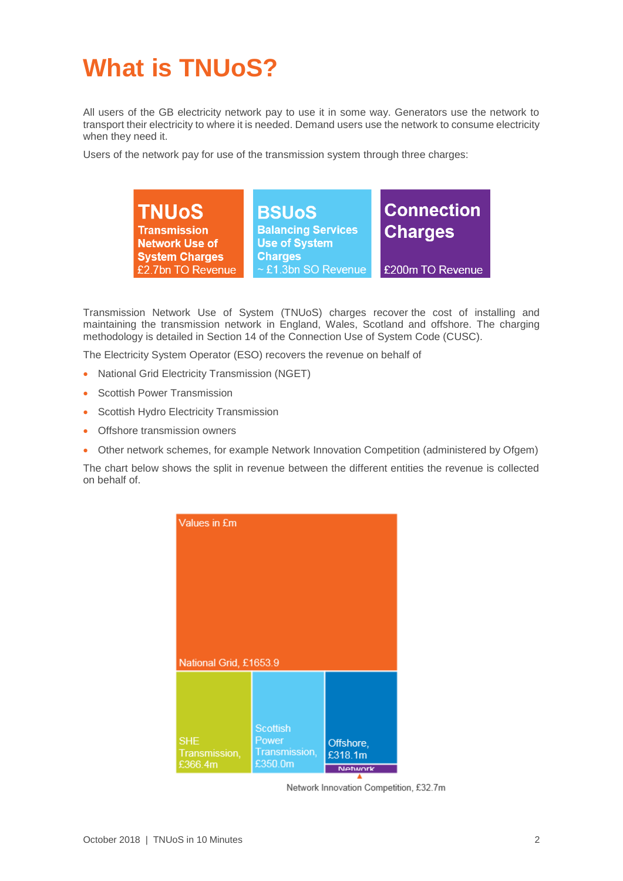# What is TNUoS?

All users of the GB electricity network pay to use it in some way. Generators use the network to transport their electricity to where it is needed. Demand users use the network to consume electricity when they need it.

Users of the network pay for use of the transmission system through three charges:

**TNUoS**
**Transmission Network Use of System Charges**
£2.7bn TO Revenue

**BSUoS**
**Balancing Services Use of System Charges**
~ £1.3bn SO Revenue

**Connection Charges**
£200m TO Revenue

Transmission Network Use of System (TNUoS) charges recover the cost of installing and maintaining the transmission network in England, Wales, Scotland and offshore. The charging methodology is detailed in Section 14 of the Connection Use of System Code (CUSC).

The Electricity System Operator (ESO) recovers the revenue on behalf of

- National Grid Electricity Transmission (NGET)
- Scottish Power Transmission
- Scottish Hydro Electricity Transmission
- Offshore transmission owners
- Other network schemes, for example Network Innovation Competition (administered by Ofgem)

The chart below shows the split in revenue between the different entities the revenue is collected on behalf of.

Values in £m

- National Grid, £1653.9
- SHE Transmission, £366.4m
- Scottish Power Transmission, £350.0m
- Offshore, £318.1m
- Network Innovation Competition, £32.7m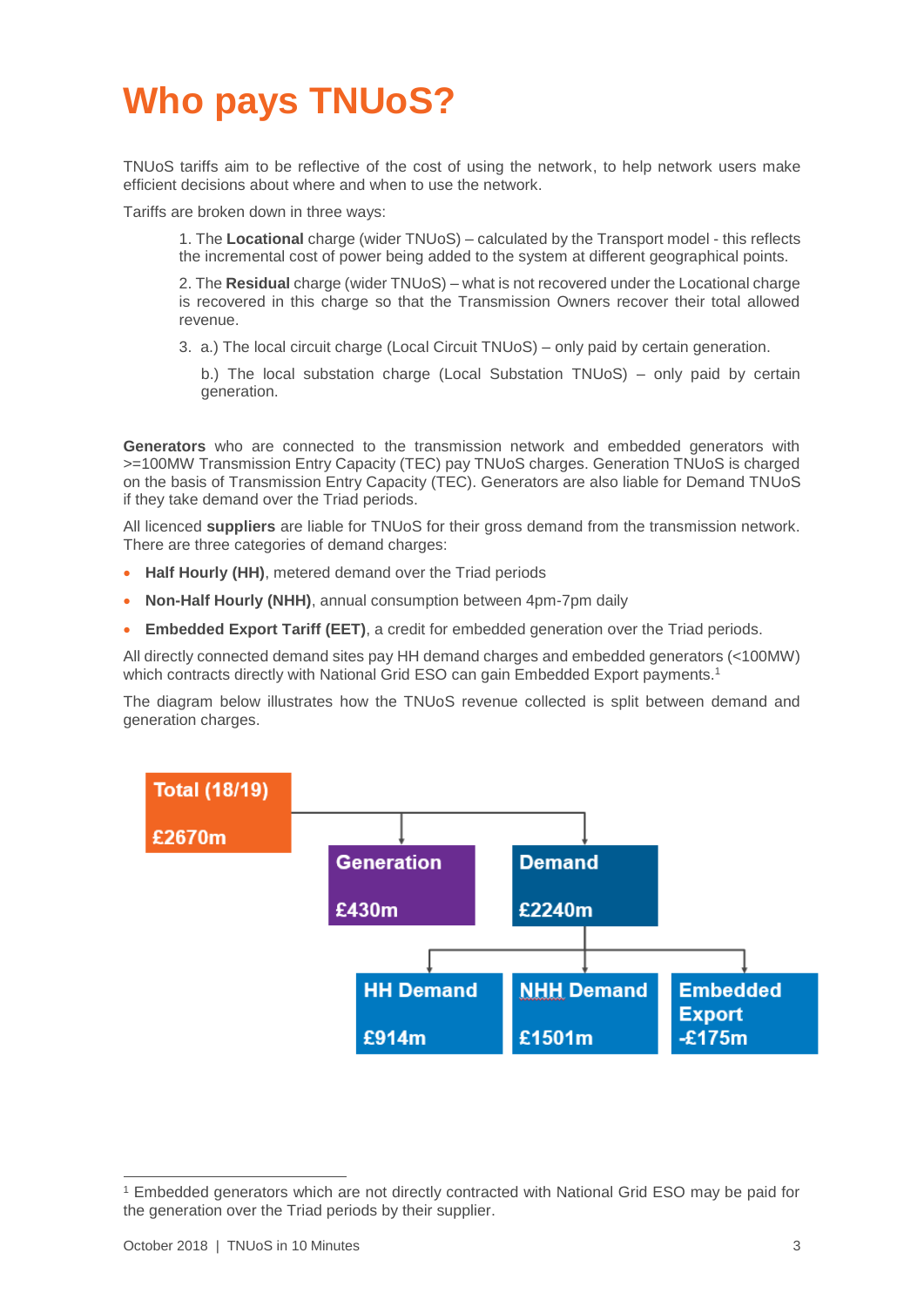# Who pays TNUoS?

TNUoS tariffs aim to be reflective of the cost of using the network, to help network users make efficient decisions about where and when to use the network.

Tariffs are broken down in three ways:

1. The **Locational** charge (wider TNUoS) – calculated by the Transport model - this reflects the incremental cost of power being added to the system at different geographical points.

2. The **Residual** charge (wider TNUoS) – what is not recovered under the Locational charge is recovered in this charge so that the Transmission Owners recover their total allowed revenue.

3. a.) The local circuit charge (Local Circuit TNUoS) – only paid by certain generation.

   b.) The local substation charge (Local Substation TNUoS) – only paid by certain generation.

**Generators** who are connected to the transmission network and embedded generators with >=100MW Transmission Entry Capacity (TEC) pay TNUoS charges. Generation TNUoS is charged on the basis of Transmission Entry Capacity (TEC). Generators are also liable for Demand TNUoS if they take demand over the Triad periods.

All licenced **suppliers** are liable for TNUoS for their gross demand from the transmission network. There are three categories of demand charges:

- **Half Hourly (HH)**, metered demand over the Triad periods
- **Non-Half Hourly (NHH)**, annual consumption between 4pm-7pm daily
- **Embedded Export Tariff (EET)**, a credit for embedded generation over the Triad periods.

All directly connected demand sites pay HH demand charges and embedded generators (<100MW) which contracts directly with National Grid ESO can gain Embedded Export payments.[1]

The diagram below illustrates how the TNUoS revenue collected is split between demand and generation charges.

- **Total (18/19)** £2670m
  - **Generation** £430m
  - **Demand** £2240m
    - **HH Demand** £914m
    - **NHH Demand** £1501m
    - **Embedded Export** -£175m

[1] Embedded generators which are not directly contracted with National Grid ESO may be paid for the generation over the Triad periods by their supplier.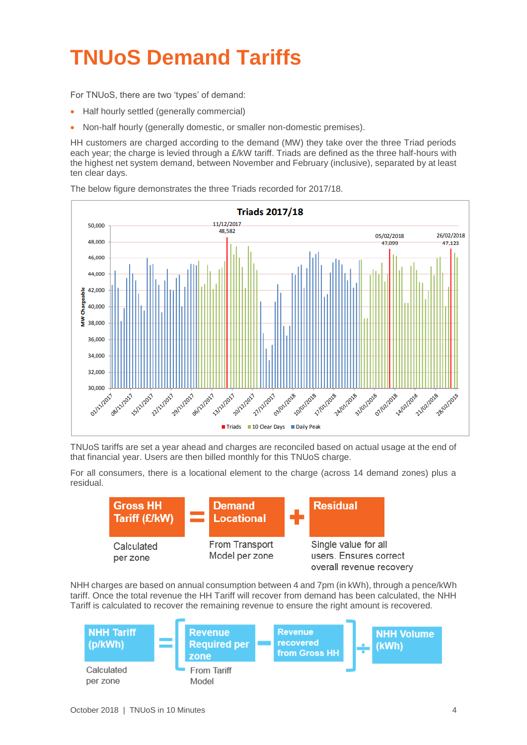# TNUoS Demand Tariffs

For TNUoS, there are two 'types' of demand:

- Half hourly settled (generally commercial)
- Non-half hourly (generally domestic, or smaller non-domestic premises).

HH customers are charged according to the demand (MW) they take over the three Triad periods each year; the charge is levied through a £/kW tariff. Triads are defined as the three half-hours with the highest net system demand, between November and February (inclusive), separated by at least ten clear days.

The below figure demonstrates the three Triads recorded for 2017/18.

**Triads 2017/18**

Triads: 11/12/2017 – 48,582 MW; 05/02/2018 – 47,099 MW; 26/02/2018 – 47,123 MW

Legend: Triads | 10 Clear Days | Daily Peak

TNUoS tariffs are set a year ahead and charges are reconciled based on actual usage at the end of that financial year. Users are then billed monthly for this TNUoS charge.

For all consumers, there is a locational element to the charge (across 14 demand zones) plus a residual.

**Gross HH Tariff (£/kW)** = **Demand Locational** + **Residual**

- Gross HH Tariff (£/kW): Calculated per zone
- Demand Locational: From Transport Model per zone
- Residual: Single value for all users. Ensures correct overall revenue recovery

NHH charges are based on annual consumption between 4 and 7pm (in kWh), through a pence/kWh tariff. Once the total revenue the HH Tariff will recover from demand has been calculated, the NHH Tariff is calculated to recover the remaining revenue to ensure the right amount is recovered.

**NHH Tariff (p/kWh)** = [ **Revenue Required per zone** − **Revenue recovered from Gross HH** ] ÷ **NHH Volume (kWh)**

- NHH Tariff (p/kWh): Calculated per zone
- Revenue Required per zone: From Tariff Model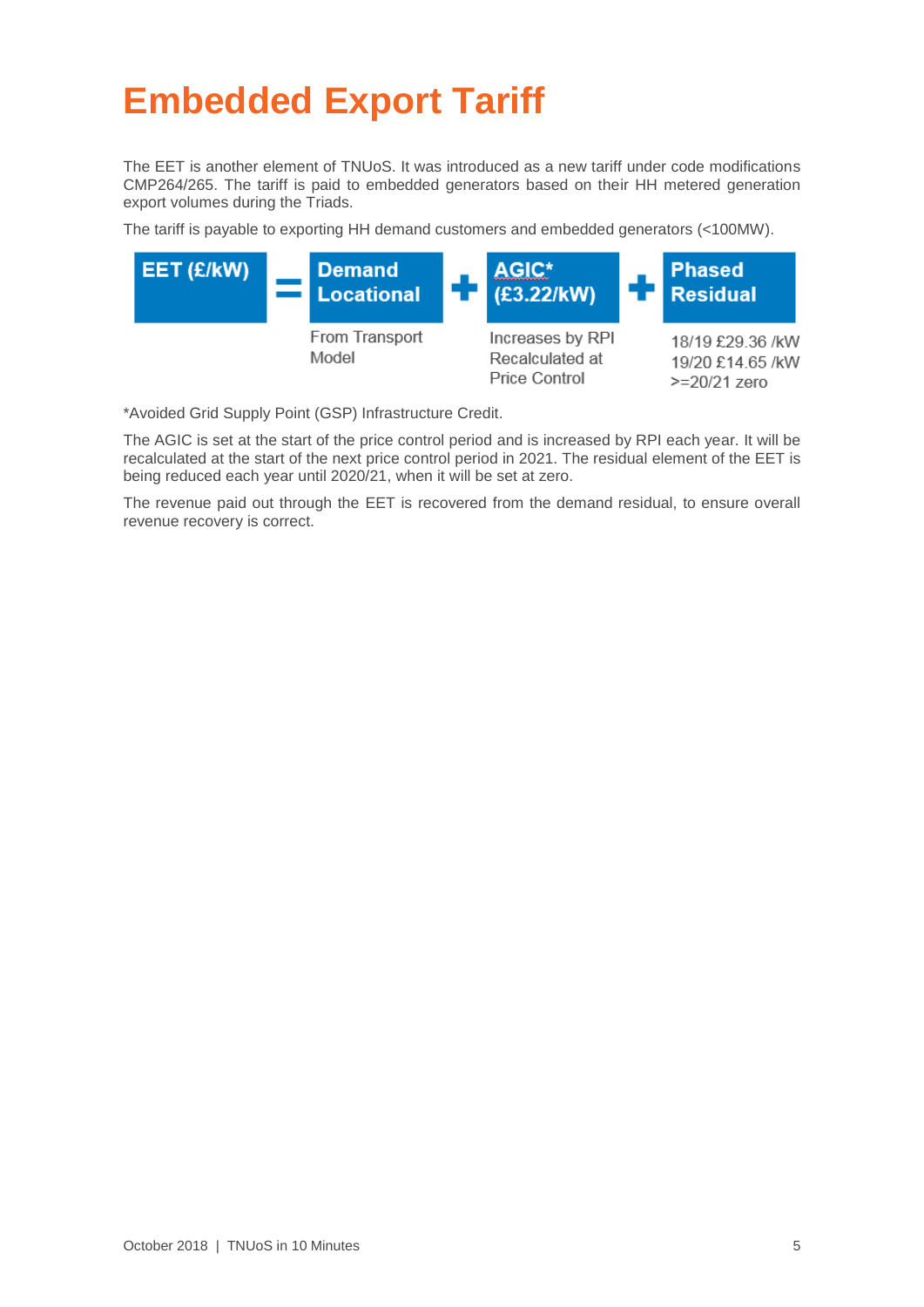# Embedded Export Tariff

The EET is another element of TNUoS. It was introduced as a new tariff under code modifications CMP264/265. The tariff is paid to embedded generators based on their HH metered generation export volumes during the Triads.

The tariff is payable to exporting HH demand customers and embedded generators (<100MW).

| EET (£/kW) | = | Demand Locational | + | AGIC* (£3.22/kW) | + | Phased Residual |
|---|---|---|---|---|---|---|
| | | From Transport Model | | Increases by RPI Recalculated at Price Control | | 18/19 £29.36 /kW<br>19/20 £14.65 /kW<br>>=20/21 zero |

*Avoided Grid Supply Point (GSP) Infrastructure Credit.

The AGIC is set at the start of the price control period and is increased by RPI each year. It will be recalculated at the start of the next price control period in 2021. The residual element of the EET is being reduced each year until 2020/21, when it will be set at zero.

The revenue paid out through the EET is recovered from the demand residual, to ensure overall revenue recovery is correct.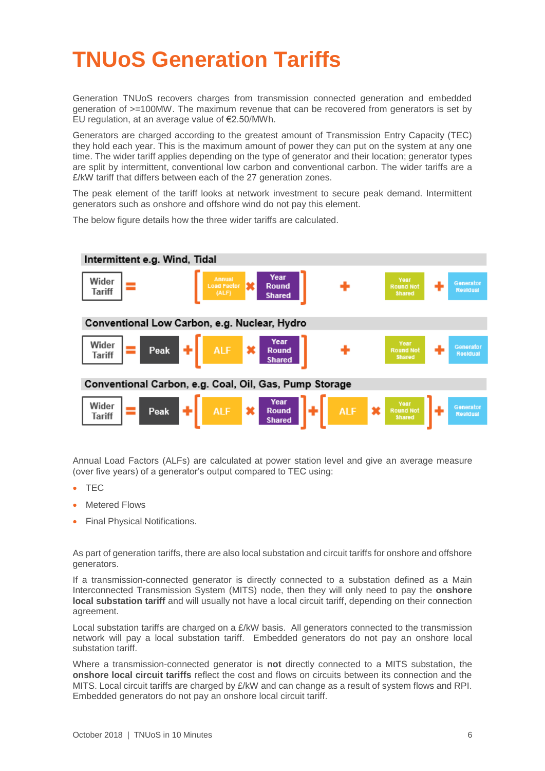# TNUoS Generation Tariffs

Generation TNUoS recovers charges from transmission connected generation and embedded generation of >=100MW. The maximum revenue that can be recovered from generators is set by EU regulation, at an average value of €2.50/MWh.

Generators are charged according to the greatest amount of Transmission Entry Capacity (TEC) they hold each year. This is the maximum amount of power they can put on the system at any one time. The wider tariff applies depending on the type of generator and their location; generator types are split by intermittent, conventional low carbon and conventional carbon. The wider tariffs are a £/kW tariff that differs between each of the 27 generation zones.

The peak element of the tariff looks at network investment to secure peak demand. Intermittent generators such as onshore and offshore wind do not pay this element.

The below figure details how the three wider tariffs are calculated.

**Intermittent e.g. Wind, Tidal**

Wider Tariff = [ Annual Load Factor (ALF) × Year Round Shared ] + Year Round Not Shared + Generator Residual

**Conventional Low Carbon, e.g. Nuclear, Hydro**

Wider Tariff = Peak + [ ALF × Year Round Shared ] + Year Round Not Shared + Generator Residual

**Conventional Carbon, e.g. Coal, Oil, Gas, Pump Storage**

Wider Tariff = Peak + [ ALF × Year Round Shared ] + [ ALF × Year Round Not Shared ] + Generator Residual

Annual Load Factors (ALFs) are calculated at power station level and give an average measure (over five years) of a generator's output compared to TEC using:

- TEC
- Metered Flows
- Final Physical Notifications.

As part of generation tariffs, there are also local substation and circuit tariffs for onshore and offshore generators.

If a transmission-connected generator is directly connected to a substation defined as a Main Interconnected Transmission System (MITS) node, then they will only need to pay the **onshore local substation tariff** and will usually not have a local circuit tariff, depending on their connection agreement.

Local substation tariffs are charged on a £/kW basis. All generators connected to the transmission network will pay a local substation tariff. Embedded generators do not pay an onshore local substation tariff.

Where a transmission-connected generator is **not** directly connected to a MITS substation, the **onshore local circuit tariffs** reflect the cost and flows on circuits between its connection and the MITS. Local circuit tariffs are charged by £/kW and can change as a result of system flows and RPI. Embedded generators do not pay an onshore local circuit tariff.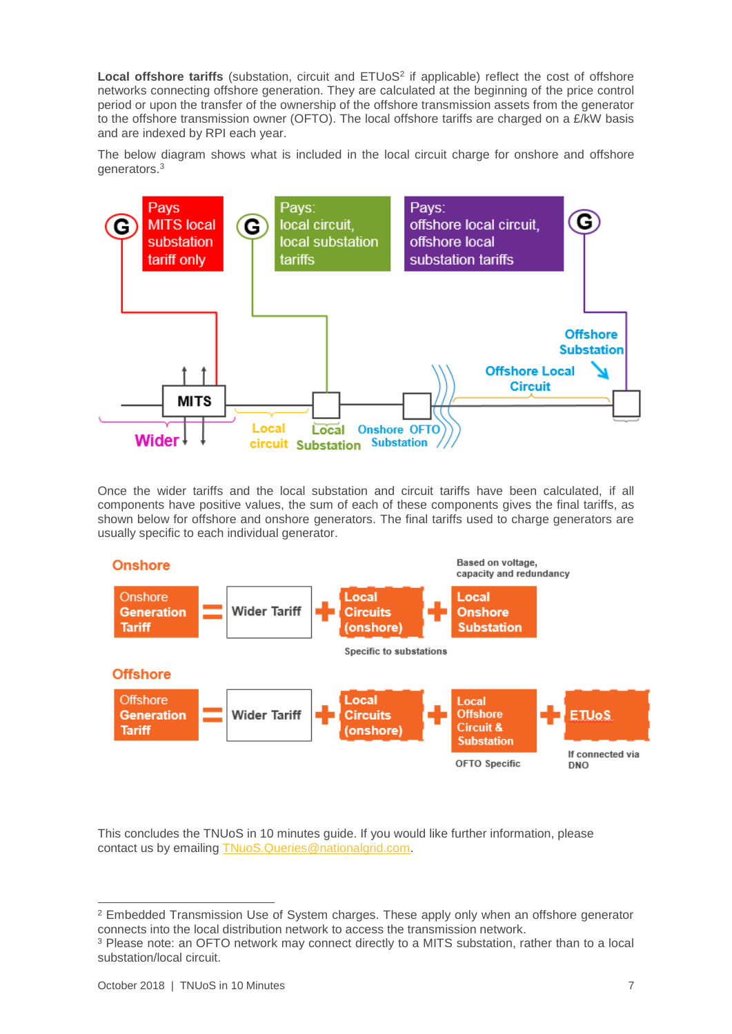**Local offshore tariffs** (substation, circuit and ETUoS[2] if applicable) reflect the cost of offshore networks connecting offshore generation. They are calculated at the beginning of the price control period or upon the transfer of the ownership of the offshore transmission assets from the generator to the offshore transmission owner (OFTO). The local offshore tariffs are charged on a £/kW basis and are indexed by RPI each year.

The below diagram shows what is included in the local circuit charge for onshore and offshore generators.[3]

Pays MITS local substation tariff only

Pays: local circuit, local substation tariffs

Pays: offshore local circuit, offshore local substation tariffs

Offshore Substation

Offshore Local Circuit

MITS

Wider

Local circuit

Local Substation

Onshore OFTO Substation

Once the wider tariffs and the local substation and circuit tariffs have been calculated, if all components have positive values, the sum of each of these components gives the final tariffs, as shown below for offshore and onshore generators. The final tariffs used to charge generators are usually specific to each individual generator.

**Onshore**

Onshore Generation Tariff = Wider Tariff + Local Circuits (onshore) + Local Onshore Substation

Specific to substations

Based on voltage, capacity and redundancy

**Offshore**

Offshore Generation Tariff = Wider Tariff + Local Circuits (onshore) + Local Offshore Circuit & Substation + ETUoS

OFTO Specific

If connected via DNO

This concludes the TNUoS in 10 minutes guide. If you would like further information, please contact us by emailing TNuoS.Queries@nationalgrid.com.

[2] Embedded Transmission Use of System charges. These apply only when an offshore generator connects into the local distribution network to access the transmission network.

[3] Please note: an OFTO network may connect directly to a MITS substation, rather than to a local substation/local circuit.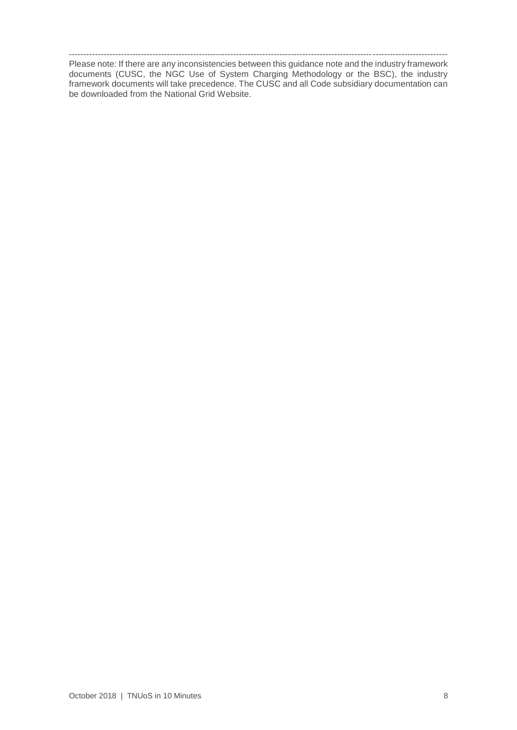---

Please note: If there are any inconsistencies between this guidance note and the industry framework documents (CUSC, the NGC Use of System Charging Methodology or the BSC), the industry framework documents will take precedence. The CUSC and all Code subsidiary documentation can be downloaded from the National Grid Website.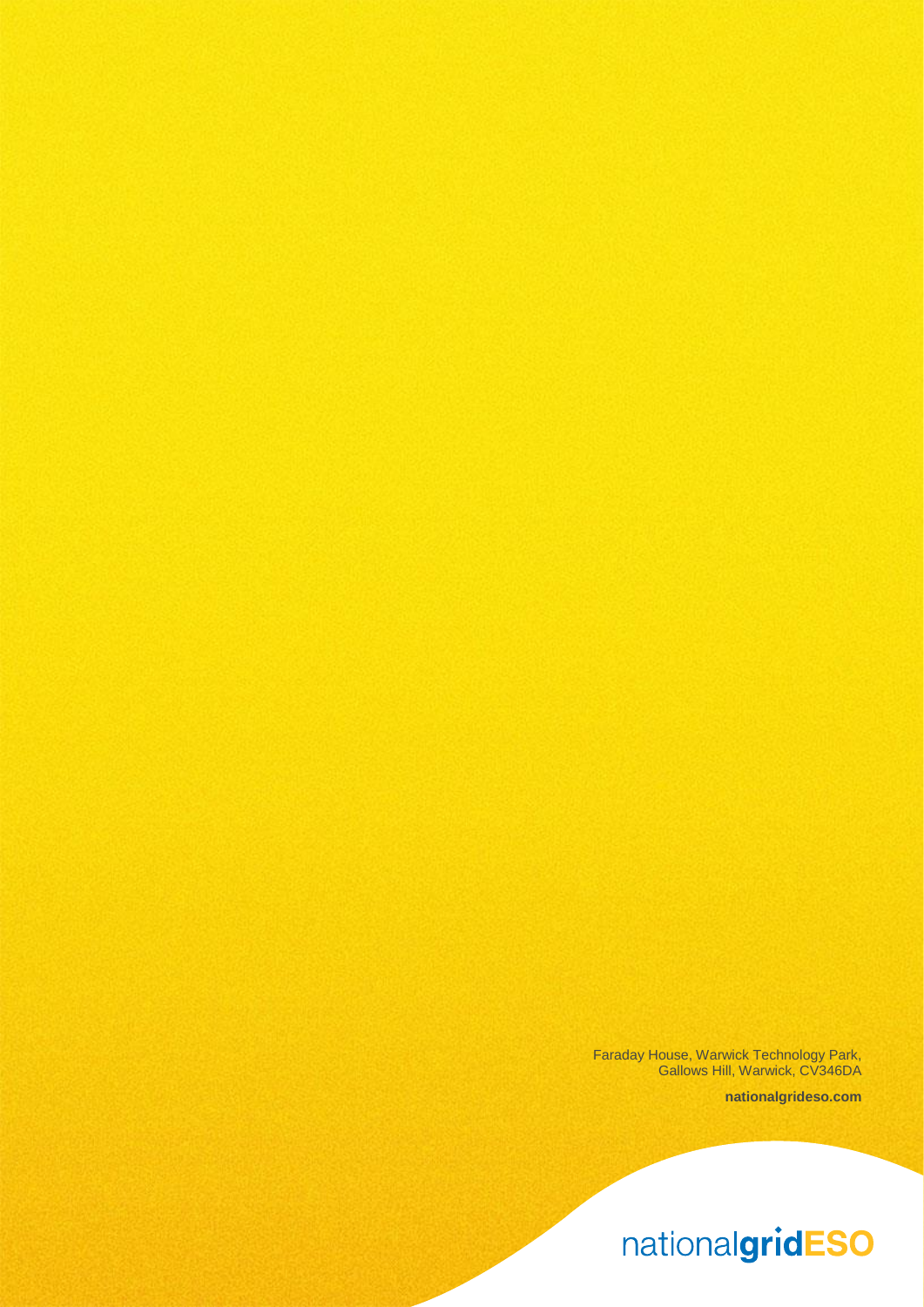Faraday House, Warwick Technology Park,
Gallows Hill, Warwick, CV346DA

**nationalgrideso.com**

national**grid**ESO